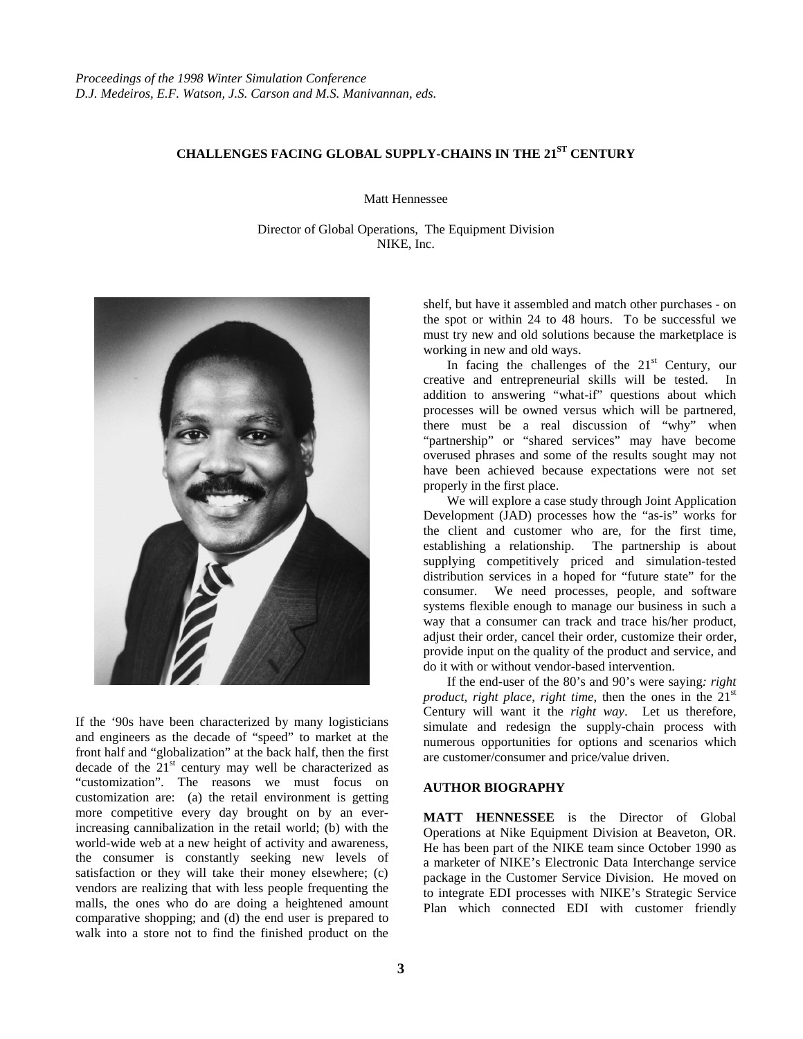*Proceedings of the 1998 Winter Simulation Conference*
*D.J. Medeiros, E.F. Watson, J.S. Carson and M.S. Manivannan, eds.*

# CHALLENGES FACING GLOBAL SUPPLY-CHAINS IN THE 21ST CENTURY

Matt Hennessee

Director of Global Operations, The Equipment Division
NIKE, Inc.

If the '90s have been characterized by many logisticians and engineers as the decade of "speed" to market at the front half and "globalization" at the back half, then the first decade of the 21st century may well be characterized as "customization". The reasons we must focus on customization are: (a) the retail environment is getting more competitive every day brought on by an ever-increasing cannibalization in the retail world; (b) with the world-wide web at a new height of activity and awareness, the consumer is constantly seeking new levels of satisfaction or they will take their money elsewhere; (c) vendors are realizing that with less people frequenting the malls, the ones who do are doing a heightened amount comparative shopping; and (d) the end user is prepared to walk into a store not to find the finished product on the shelf, but have it assembled and match other purchases - on the spot or within 24 to 48 hours. To be successful we must try new and old solutions because the marketplace is working in new and old ways.

In facing the challenges of the 21st Century, our creative and entrepreneurial skills will be tested. In addition to answering "what-if" questions about which processes will be owned versus which will be partnered, there must be a real discussion of "why" when "partnership" or "shared services" may have become overused phrases and some of the results sought may not have been achieved because expectations were not set properly in the first place.

We will explore a case study through Joint Application Development (JAD) processes how the "as-is" works for the client and customer who are, for the first time, establishing a relationship. The partnership is about supplying competitively priced and simulation-tested distribution services in a hoped for "future state" for the consumer. We need processes, people, and software systems flexible enough to manage our business in such a way that a consumer can track and trace his/her product, adjust their order, cancel their order, customize their order, provide input on the quality of the product and service, and do it with or without vendor-based intervention.

If the end-user of the 80's and 90's were saying*: right product, right place, right time*, then the ones in the 21st Century will want it the *right way*. Let us therefore, simulate and redesign the supply-chain process with numerous opportunities for options and scenarios which are customer/consumer and price/value driven.

## AUTHOR BIOGRAPHY

**MATT HENNESSEE** is the Director of Global Operations at Nike Equipment Division at Beaveton, OR. He has been part of the NIKE team since October 1990 as a marketer of NIKE's Electronic Data Interchange service package in the Customer Service Division. He moved on to integrate EDI processes with NIKE's Strategic Service Plan which connected EDI with customer friendly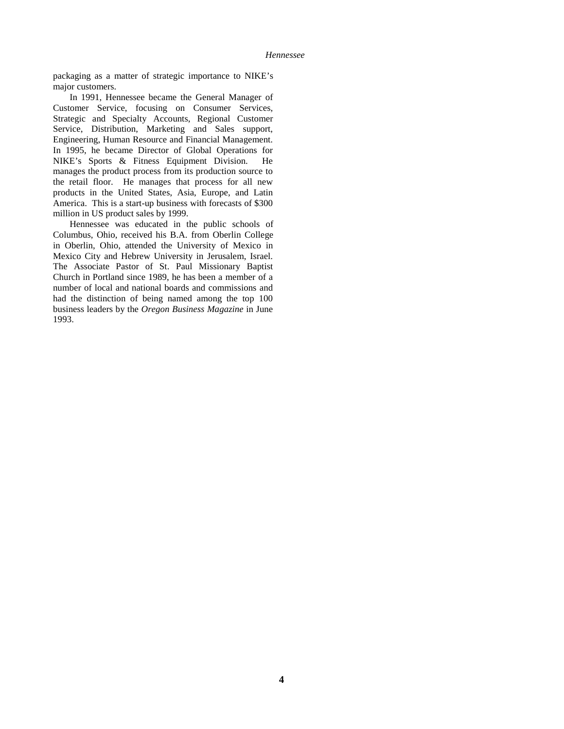packaging as a matter of strategic importance to NIKE's major customers.

In 1991, Hennessee became the General Manager of Customer Service, focusing on Consumer Services, Strategic and Specialty Accounts, Regional Customer Service, Distribution, Marketing and Sales support, Engineering, Human Resource and Financial Management. In 1995, he became Director of Global Operations for NIKE's Sports & Fitness Equipment Division. He manages the product process from its production source to the retail floor. He manages that process for all new products in the United States, Asia, Europe, and Latin America. This is a start-up business with forecasts of $300 million in US product sales by 1999.

Hennessee was educated in the public schools of Columbus, Ohio, received his B.A. from Oberlin College in Oberlin, Ohio, attended the University of Mexico in Mexico City and Hebrew University in Jerusalem, Israel. The Associate Pastor of St. Paul Missionary Baptist Church in Portland since 1989, he has been a member of a number of local and national boards and commissions and had the distinction of being named among the top 100 business leaders by the *Oregon Business Magazine* in June 1993.